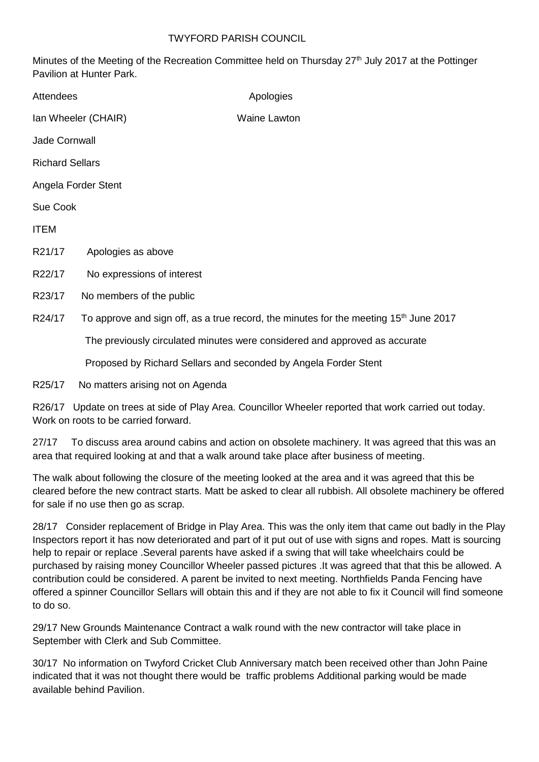TWYFORD PARISH COUNCIL

Minutes of the Meeting of the Recreation Committee held on Thursday 27th July 2017 at the Pottinger Pavilion at Hunter Park.

| Attendees | Apologies |
| --- | --- |
| Ian Wheeler (CHAIR) | Waine Lawton |
| Jade Cornwall | |
| Richard Sellars | |
| Angela Forder Stent | |
| Sue Cook | |

ITEM

R21/17 Apologies as above

R22/17 No expressions of interest

R23/17 No members of the public

R24/17 To approve and sign off, as a true record, the minutes for the meeting 15th June 2017

The previously circulated minutes were considered and approved as accurate

Proposed by Richard Sellars and seconded by Angela Forder Stent

R25/17 No matters arising not on Agenda

R26/17 Update on trees at side of Play Area. Councillor Wheeler reported that work carried out today. Work on roots to be carried forward.

27/17 To discuss area around cabins and action on obsolete machinery. It was agreed that this was an area that required looking at and that a walk around take place after business of meeting.

The walk about following the closure of the meeting looked at the area and it was agreed that this be cleared before the new contract starts. Matt be asked to clear all rubbish. All obsolete machinery be offered for sale if no use then go as scrap.

28/17 Consider replacement of Bridge in Play Area. This was the only item that came out badly in the Play Inspectors report it has now deteriorated and part of it put out of use with signs and ropes. Matt is sourcing help to repair or replace .Several parents have asked if a swing that will take wheelchairs could be purchased by raising money Councillor Wheeler passed pictures .It was agreed that that this be allowed. A contribution could be considered. A parent be invited to next meeting. Northfields Panda Fencing have offered a spinner Councillor Sellars will obtain this and if they are not able to fix it Council will find someone to do so.

29/17 New Grounds Maintenance Contract a walk round with the new contractor will take place in September with Clerk and Sub Committee.

30/17 No information on Twyford Cricket Club Anniversary match been received other than John Paine indicated that it was not thought there would be traffic problems Additional parking would be made available behind Pavilion.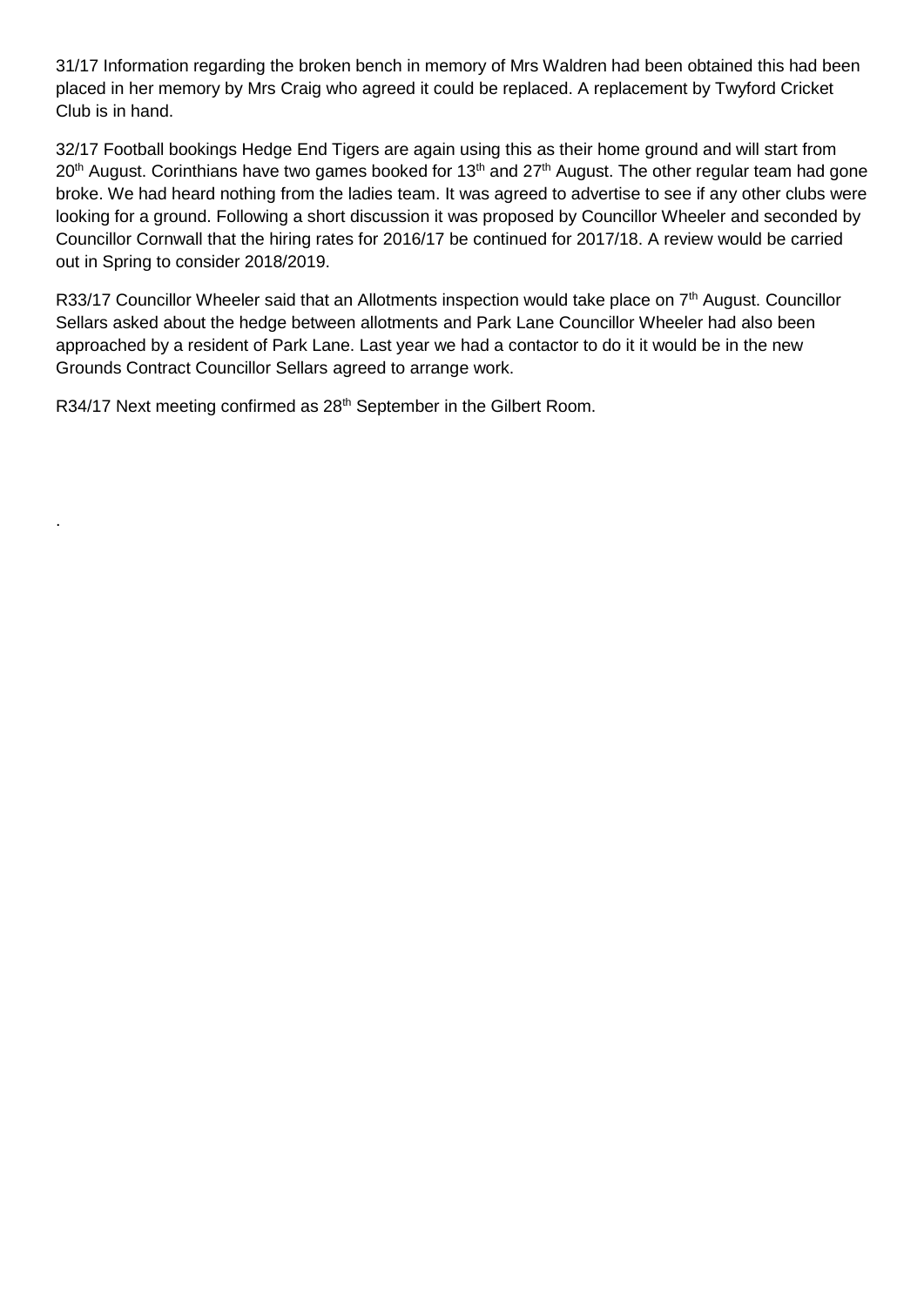31/17 Information regarding the broken bench in memory of Mrs Waldren had been obtained this had been placed in her memory by Mrs Craig who agreed it could be replaced. A replacement by Twyford Cricket Club is in hand.

32/17 Football bookings Hedge End Tigers are again using this as their home ground and will start from 20th August. Corinthians have two games booked for 13th and 27th August. The other regular team had gone broke. We had heard nothing from the ladies team. It was agreed to advertise to see if any other clubs were looking for a ground. Following a short discussion it was proposed by Councillor Wheeler and seconded by Councillor Cornwall that the hiring rates for 2016/17 be continued for 2017/18. A review would be carried out in Spring to consider 2018/2019.

R33/17 Councillor Wheeler said that an Allotments inspection would take place on 7th August. Councillor Sellars asked about the hedge between allotments and Park Lane Councillor Wheeler had also been approached by a resident of Park Lane. Last year we had a contactor to do it it would be in the new Grounds Contract Councillor Sellars agreed to arrange work.

R34/17 Next meeting confirmed as 28th September in the Gilbert Room.

.